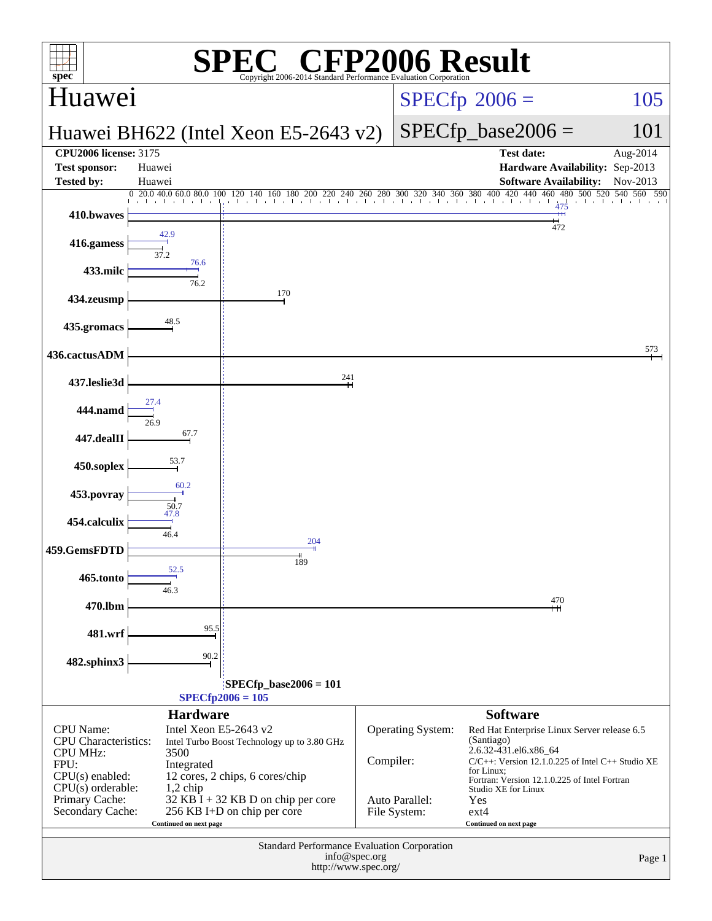# SPEC CFP2006 Result

Copyright 2006-2014 Standard Performance Evaluation Corporation

## Huawei

## Huawei BH622 (Intel Xeon E5-2643 v2)

SPECfp 2006 = 105

SPECfp_base2006 = 101

| | | | |
|---|---|---|---|
| **CPU2006 license:** 3175 | | **Test date:** | Aug-2014 |
| **Test sponsor:** | Huawei | **Hardware Availability:** | Sep-2013 |
| **Tested by:** | Huawei | **Software Availability:** | Nov-2013 |

| Benchmark | Peak | Base |
|---|---|---|
| 410.bwaves | 475 | 472 |
| 416.gamess | 42.9 | 37.2 |
| 433.milc | 76.6 | 76.2 |
| 434.zeusmp | | 170 |
| 435.gromacs | | 48.5 |
| 436.cactusADM | | 573 |
| 437.leslie3d | | 241 |
| 444.namd | 27.4 | 26.9 |
| 447.dealII | | 67.7 |
| 450.soplex | | 53.7 |
| 453.povray | 60.2 | 50.7 |
| 454.calculix | 47.8 | 46.4 |
| 459.GemsFDTD | 204 | 189 |
| 465.tonto | 52.5 | 46.3 |
| 470.lbm | | 470 |
| 481.wrf | | 95.5 |
| 482.sphinx3 | | 90.2 |

SPECfp_base2006 = 101

SPECfp2006 = 105

### Hardware

| | |
|---|---|
| CPU Name: | Intel Xeon E5-2643 v2 |
| CPU Characteristics: | Intel Turbo Boost Technology up to 3.80 GHz |
| CPU MHz: | 3500 |
| FPU: | Integrated |
| CPU(s) enabled: | 12 cores, 2 chips, 6 cores/chip |
| CPU(s) orderable: | 1,2 chip |
| Primary Cache: | 32 KB I + 32 KB D on chip per core |
| Secondary Cache: | 256 KB I+D on chip per core |

Continued on next page

### Software

| | |
|---|---|
| Operating System: | Red Hat Enterprise Linux Server release 6.5 (Santiago) 2.6.32-431.el6.x86_64 |
| Compiler: | C/C++: Version 12.1.0.225 of Intel C++ Studio XE for Linux; Fortran: Version 12.1.0.225 of Intel Fortran Studio XE for Linux |
| Auto Parallel: | Yes |
| File System: | ext4 |

Continued on next page

Standard Performance Evaluation Corporation
info@spec.org
http://www.spec.org/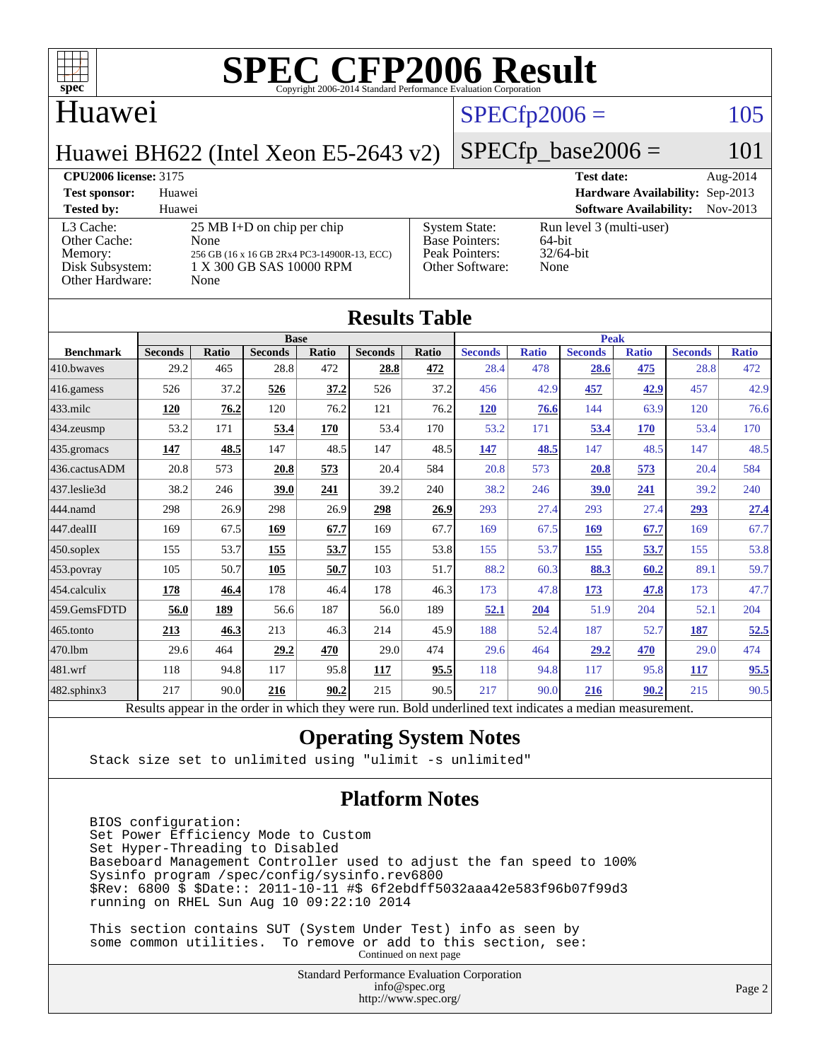# SPEC CFP2006 Result

Copyright 2006-2014 Standard Performance Evaluation Corporation

## Huawei

**Huawei BH622 (Intel Xeon E5-2643 v2)**

SPECfp2006 = 105

SPECfp_base2006 = 101

| | | | |
|---|---|---|---|
| **CPU2006 license:** 3175 | | **Test date:** | Aug-2014 |
| **Test sponsor:** | Huawei | **Hardware Availability:** | Sep-2013 |
| **Tested by:** | Huawei | **Software Availability:** | Nov-2013 |

| | | | |
|---|---|---|---|
| L3 Cache: | 25 MB I+D on chip per chip | System State: | Run level 3 (multi-user) |
| Other Cache: | None | Base Pointers: | 64-bit |
| Memory: | 256 GB (16 x 16 GB 2Rx4 PC3-14900R-13, ECC) | Peak Pointers: | 32/64-bit |
| Disk Subsystem: | 1 X 300 GB SAS 10000 RPM | Other Software: | None |
| Other Hardware: | None | | |

## Results Table

| | Base | | | | | | Peak | | | | | |
|---|---|---|---|---|---|---|---|---|---|---|---|---|
| **Benchmark** | **Seconds** | **Ratio** | **Seconds** | **Ratio** | **Seconds** | **Ratio** | **Seconds** | **Ratio** | **Seconds** | **Ratio** | **Seconds** | **Ratio** |
| 410.bwaves | 29.2 | 465 | 28.8 | 472 | **28.8** | **472** | 28.4 | 478 | **28.6** | **475** | 28.8 | 472 |
| 416.gamess | 526 | 37.2 | **526** | **37.2** | 526 | 37.2 | 456 | 42.9 | **457** | **42.9** | 457 | 42.9 |
| 433.milc | **120** | **76.2** | 120 | 76.2 | 121 | 76.2 | **120** | **76.6** | 144 | 63.9 | 120 | 76.6 |
| 434.zeusmp | 53.2 | 171 | **53.4** | **170** | 53.4 | 170 | 53.2 | 171 | **53.4** | **170** | 53.4 | 170 |
| 435.gromacs | **147** | **48.5** | 147 | 48.5 | 147 | 48.5 | **147** | **48.5** | 147 | 48.5 | 147 | 48.5 |
| 436.cactusADM | 20.8 | 573 | **20.8** | **573** | 20.4 | 584 | 20.8 | 573 | **20.8** | **573** | 20.4 | 584 |
| 437.leslie3d | 38.2 | 246 | **39.0** | **241** | 39.2 | 240 | 38.2 | 246 | **39.0** | **241** | 39.2 | 240 |
| 444.namd | 298 | 26.9 | 298 | 26.9 | **298** | **26.9** | 293 | 27.4 | 293 | 27.4 | **293** | **27.4** |
| 447.dealII | 169 | 67.5 | **169** | **67.7** | 169 | 67.7 | 169 | 67.5 | **169** | **67.7** | 169 | 67.7 |
| 450.soplex | 155 | 53.7 | **155** | **53.7** | 155 | 53.8 | 155 | 53.7 | **155** | **53.7** | 155 | 53.8 |
| 453.povray | 105 | 50.7 | **105** | **50.7** | 103 | 51.7 | 88.2 | 60.3 | **88.3** | **60.2** | 89.1 | 59.7 |
| 454.calculix | **178** | **46.4** | 178 | 46.4 | 178 | 46.3 | 173 | 47.8 | **173** | **47.8** | 173 | 47.7 |
| 459.GemsFDTD | **56.0** | **189** | 56.6 | 187 | 56.0 | 189 | **52.1** | **204** | 51.9 | 204 | 52.1 | 204 |
| 465.tonto | **213** | **46.3** | 213 | 46.3 | 214 | 45.9 | 188 | 52.4 | 187 | 52.7 | **187** | **52.5** |
| 470.lbm | 29.6 | 464 | **29.2** | **470** | 29.0 | 474 | 29.6 | 464 | **29.2** | **470** | 29.0 | 474 |
| 481.wrf | 118 | 94.8 | 117 | 95.8 | **117** | **95.5** | 118 | 94.8 | 117 | 95.8 | **117** | **95.5** |
| 482.sphinx3 | 217 | 90.0 | **216** | **90.2** | 215 | 90.5 | 217 | 90.0 | **216** | **90.2** | 215 | 90.5 |

Results appear in the order in which they were run. Bold underlined text indicates a median measurement.

## Operating System Notes

```
Stack size set to unlimited using "ulimit -s unlimited"
```

## Platform Notes

```
BIOS configuration:
Set Power Efficiency Mode to Custom
Set Hyper-Threading to Disabled
Baseboard Management Controller used to adjust the fan speed to 100%
Sysinfo program /spec/config/sysinfo.rev6800
$Rev: 6800 $ $Date:: 2011-10-11 #$ 6f2ebdff5032aaa42e583f96b07f99d3
running on RHEL Sun Aug 10 09:22:10 2014

This section contains SUT (System Under Test) info as seen by
some common utilities.  To remove or add to this section, see:
```

Continued on next page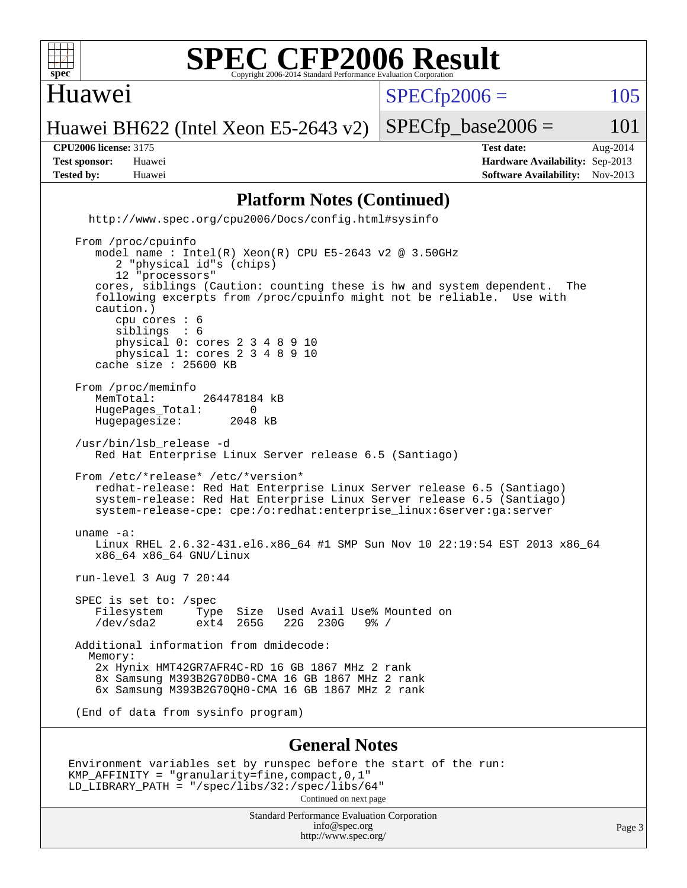# SPEC CFP2006 Result

Copyright 2006-2014 Standard Performance Evaluation Corporation

**Huawei**

**Huawei BH622 (Intel Xeon E5-2643 v2)**

SPECfp2006 = 105

SPECfp_base2006 = 101

| | | | |
|---|---|---|---|
| **CPU2006 license:** 3175 | | **Test date:** | Aug-2014 |
| **Test sponsor:** | Huawei | **Hardware Availability:** | Sep-2013 |
| **Tested by:** | Huawei | **Software Availability:** | Nov-2013 |

## Platform Notes (Continued)

```
  http://www.spec.org/cpu2006/Docs/config.html#sysinfo

From /proc/cpuinfo
   model name : Intel(R) Xeon(R) CPU E5-2643 v2 @ 3.50GHz
      2 "physical id"s (chips)
      12 "processors"
   cores, siblings (Caution: counting these is hw and system dependent.  The
   following excerpts from /proc/cpuinfo might not be reliable.  Use with
   caution.)
      cpu cores : 6
      siblings  : 6
      physical 0: cores 2 3 4 8 9 10
      physical 1: cores 2 3 4 8 9 10
   cache size : 25600 KB

From /proc/meminfo
   MemTotal:       264478184 kB
   HugePages_Total:       0
   Hugepagesize:       2048 kB

/usr/bin/lsb_release -d
   Red Hat Enterprise Linux Server release 6.5 (Santiago)

From /etc/*release* /etc/*version*
   redhat-release: Red Hat Enterprise Linux Server release 6.5 (Santiago)
   system-release: Red Hat Enterprise Linux Server release 6.5 (Santiago)
   system-release-cpe: cpe:/o:redhat:enterprise_linux:6server:ga:server

uname -a:
   Linux RHEL 2.6.32-431.el6.x86_64 #1 SMP Sun Nov 10 22:19:54 EST 2013 x86_64
   x86_64 x86_64 GNU/Linux

run-level 3 Aug 7 20:44

SPEC is set to: /spec
   Filesystem     Type  Size  Used Avail Use% Mounted on
   /dev/sda2      ext4  265G   22G  230G   9% /

Additional information from dmidecode:
  Memory:
   2x Hynix HMT42GR7AFR4C-RD 16 GB 1867 MHz 2 rank
   8x Samsung M393B2G70DB0-CMA 16 GB 1867 MHz 2 rank
   6x Samsung M393B2G70QH0-CMA 16 GB 1867 MHz 2 rank

(End of data from sysinfo program)
```

## General Notes

```
Environment variables set by runspec before the start of the run:
KMP_AFFINITY = "granularity=fine,compact,0,1"
LD_LIBRARY_PATH = "/spec/libs/32:/spec/libs/64"
```

Continued on next page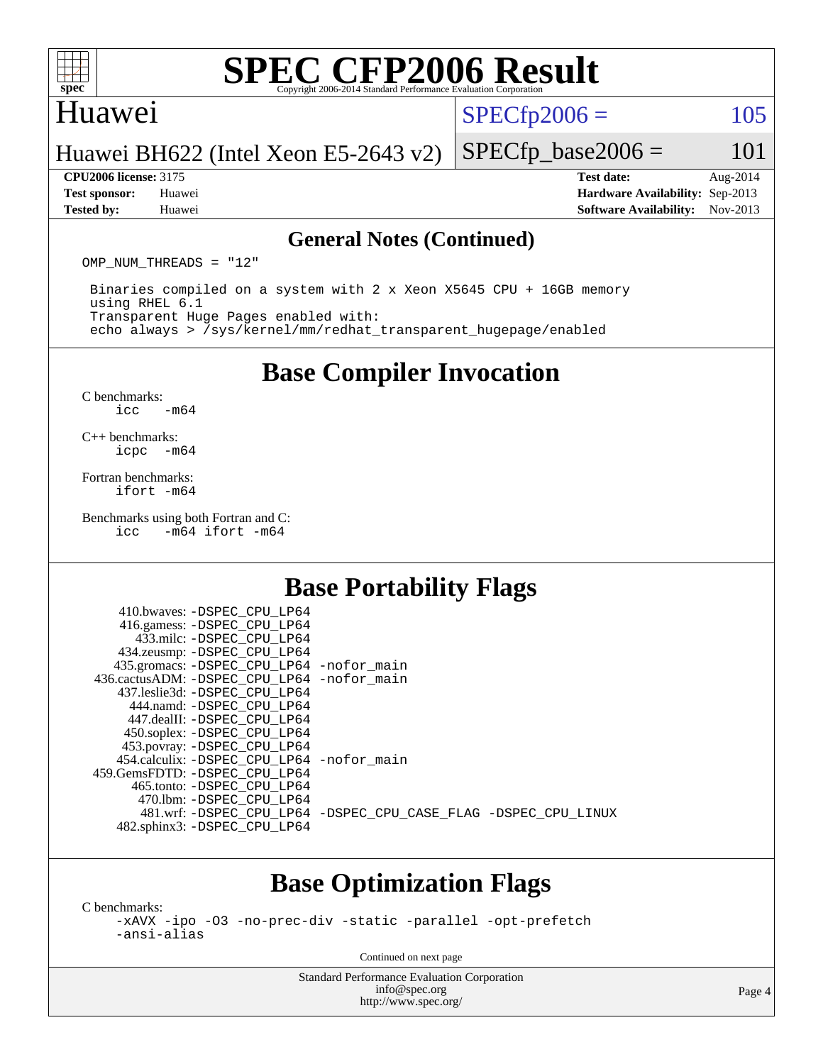# SPEC CFP2006 Result

Copyright 2006-2014 Standard Performance Evaluation Corporation

## Huawei

Huawei BH622 (Intel Xeon E5-2643 v2)

SPECfp2006 = 105

SPECfp_base2006 = 101

**CPU2006 license:** 3175
**Test sponsor:** Huawei
**Tested by:** Huawei

**Test date:** Aug-2014
**Hardware Availability:** Sep-2013
**Software Availability:** Nov-2013

### General Notes (Continued)

```
OMP_NUM_THREADS = "12"

 Binaries compiled on a system with 2 x Xeon X5645 CPU + 16GB memory
 using RHEL 6.1
 Transparent Huge Pages enabled with:
 echo always > /sys/kernel/mm/redhat_transparent_hugepage/enabled
```

## Base Compiler Invocation

C benchmarks:
```
icc   -m64
```

C++ benchmarks:
```
icpc  -m64
```

Fortran benchmarks:
```
ifort -m64
```

Benchmarks using both Fortran and C:
```
icc   -m64 ifort -m64
```

## Base Portability Flags

```
   410.bwaves: -DSPEC_CPU_LP64
   416.gamess: -DSPEC_CPU_LP64
     433.milc: -DSPEC_CPU_LP64
   434.zeusmp: -DSPEC_CPU_LP64
  435.gromacs: -DSPEC_CPU_LP64 -nofor_main
436.cactusADM: -DSPEC_CPU_LP64 -nofor_main
  437.leslie3d: -DSPEC_CPU_LP64
     444.namd: -DSPEC_CPU_LP64
   447.dealII: -DSPEC_CPU_LP64
   450.soplex: -DSPEC_CPU_LP64
   453.povray: -DSPEC_CPU_LP64
  454.calculix: -DSPEC_CPU_LP64 -nofor_main
459.GemsFDTD: -DSPEC_CPU_LP64
    465.tonto: -DSPEC_CPU_LP64
      470.lbm: -DSPEC_CPU_LP64
      481.wrf: -DSPEC_CPU_LP64 -DSPEC_CPU_CASE_FLAG -DSPEC_CPU_LINUX
  482.sphinx3: -DSPEC_CPU_LP64
```

## Base Optimization Flags

C benchmarks:
```
-xAVX -ipo -O3 -no-prec-div -static -parallel -opt-prefetch
-ansi-alias
```

Continued on next page

Standard Performance Evaluation Corporation
info@spec.org
http://www.spec.org/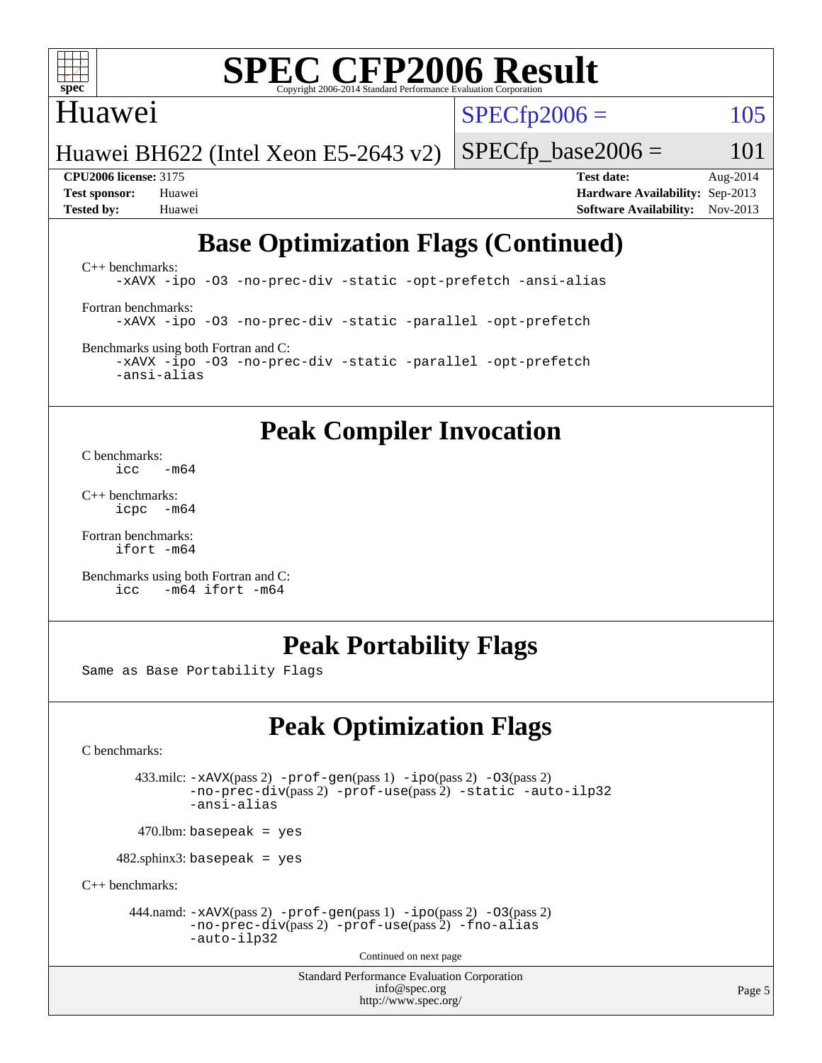# SPEC CFP2006 Result

Copyright 2006-2014 Standard Performance Evaluation Corporation

Huawei

Huawei BH622 (Intel Xeon E5-2643 v2)

SPECfp2006 = 105

SPECfp_base2006 = 101

**CPU2006 license:** 3175
**Test sponsor:** Huawei
**Tested by:** Huawei

**Test date:** Aug-2014
**Hardware Availability:** Sep-2013
**Software Availability:** Nov-2013

## Base Optimization Flags (Continued)

C++ benchmarks:
```
-xAVX -ipo -O3 -no-prec-div -static -opt-prefetch -ansi-alias
```

Fortran benchmarks:
```
-xAVX -ipo -O3 -no-prec-div -static -parallel -opt-prefetch
```

Benchmarks using both Fortran and C:
```
-xAVX -ipo -O3 -no-prec-div -static -parallel -opt-prefetch
-ansi-alias
```

## Peak Compiler Invocation

C benchmarks:
```
icc   -m64
```

C++ benchmarks:
```
icpc  -m64
```

Fortran benchmarks:
```
ifort -m64
```

Benchmarks using both Fortran and C:
```
icc   -m64 ifort -m64
```

## Peak Portability Flags

Same as Base Portability Flags

## Peak Optimization Flags

C benchmarks:

433.milc: -xAVX(pass 2) -prof-gen(pass 1) -ipo(pass 2) -O3(pass 2) -no-prec-div(pass 2) -prof-use(pass 2) -static -auto-ilp32 -ansi-alias

470.lbm: basepeak = yes

482.sphinx3: basepeak = yes

C++ benchmarks:

444.namd: -xAVX(pass 2) -prof-gen(pass 1) -ipo(pass 2) -O3(pass 2) -no-prec-div(pass 2) -prof-use(pass 2) -fno-alias -auto-ilp32

Continued on next page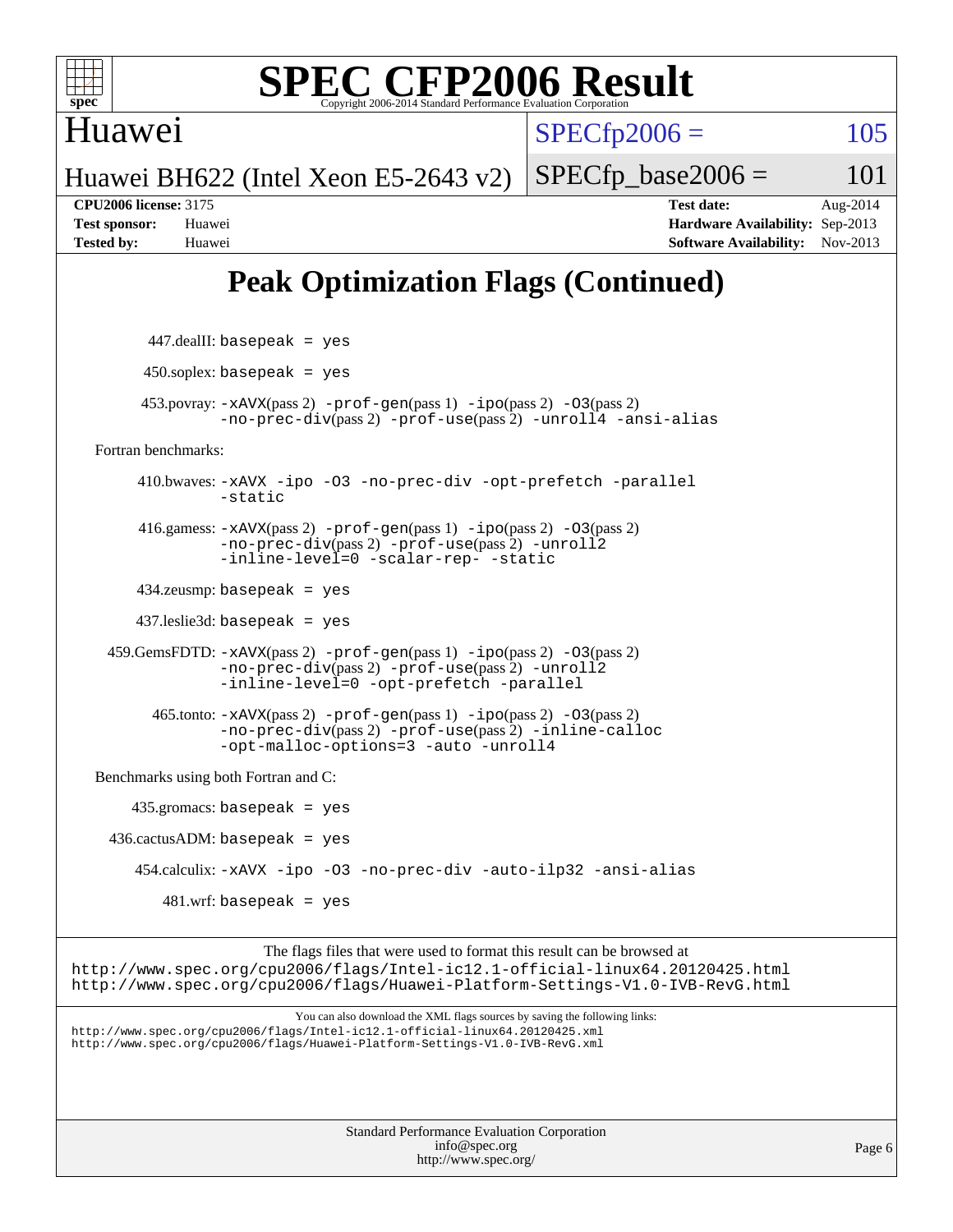## Peak Optimization Flags (Continued)

447.dealII: basepeak = yes

450.soplex: basepeak = yes

453.povray: -xAVX(pass 2) -prof-gen(pass 1) -ipo(pass 2) -O3(pass 2) -no-prec-div(pass 2) -prof-use(pass 2) -unroll4 -ansi-alias

Fortran benchmarks:

410.bwaves: -xAVX -ipo -O3 -no-prec-div -opt-prefetch -parallel -static

416.gamess: -xAVX(pass 2) -prof-gen(pass 1) -ipo(pass 2) -O3(pass 2) -no-prec-div(pass 2) -prof-use(pass 2) -unroll2 -inline-level=0 -scalar-rep- -static

434.zeusmp: basepeak = yes

437.leslie3d: basepeak = yes

459.GemsFDTD: -xAVX(pass 2) -prof-gen(pass 1) -ipo(pass 2) -O3(pass 2) -no-prec-div(pass 2) -prof-use(pass 2) -unroll2 -inline-level=0 -opt-prefetch -parallel

465.tonto: -xAVX(pass 2) -prof-gen(pass 1) -ipo(pass 2) -O3(pass 2) -no-prec-div(pass 2) -prof-use(pass 2) -inline-calloc -opt-malloc-options=3 -auto -unroll4

Benchmarks using both Fortran and C:

435.gromacs: basepeak = yes

436.cactusADM: basepeak = yes

454.calculix: -xAVX -ipo -O3 -no-prec-div -auto-ilp32 -ansi-alias

481.wrf: basepeak = yes

The flags files that were used to format this result can be browsed at
http://www.spec.org/cpu2006/flags/Intel-ic12.1-official-linux64.20120425.html
http://www.spec.org/cpu2006/flags/Huawei-Platform-Settings-V1.0-IVB-RevG.html

You can also download the XML flags sources by saving the following links:
http://www.spec.org/cpu2006/flags/Intel-ic12.1-official-linux64.20120425.xml
http://www.spec.org/cpu2006/flags/Huawei-Platform-Settings-V1.0-IVB-RevG.xml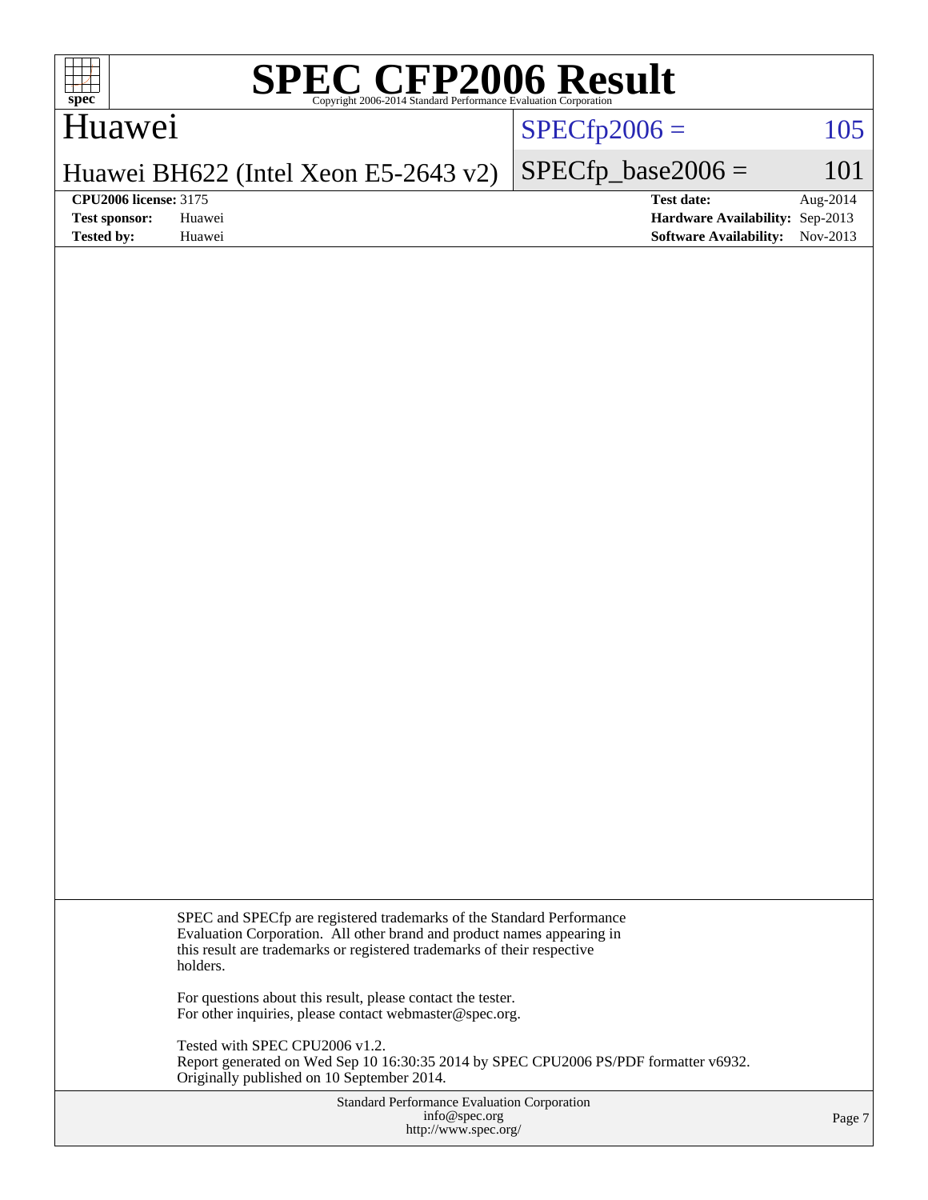# SPEC CFP2006 Result

Copyright 2006-2014 Standard Performance Evaluation Corporation

## Huawei

## Huawei BH622 (Intel Xeon E5-2643 v2)

SPECfp2006 = 105

SPECfp_base2006 = 101

**CPU2006 license:** 3175
**Test sponsor:** Huawei
**Tested by:** Huawei

**Test date:** Aug-2014
**Hardware Availability:** Sep-2013
**Software Availability:** Nov-2013

SPEC and SPECfp are registered trademarks of the Standard Performance Evaluation Corporation. All other brand and product names appearing in this result are trademarks or registered trademarks of their respective holders.

For questions about this result, please contact the tester.
For other inquiries, please contact webmaster@spec.org.

Tested with SPEC CPU2006 v1.2.
Report generated on Wed Sep 10 16:30:35 2014 by SPEC CPU2006 PS/PDF formatter v6932.
Originally published on 10 September 2014.

Standard Performance Evaluation Corporation
info@spec.org
http://www.spec.org/